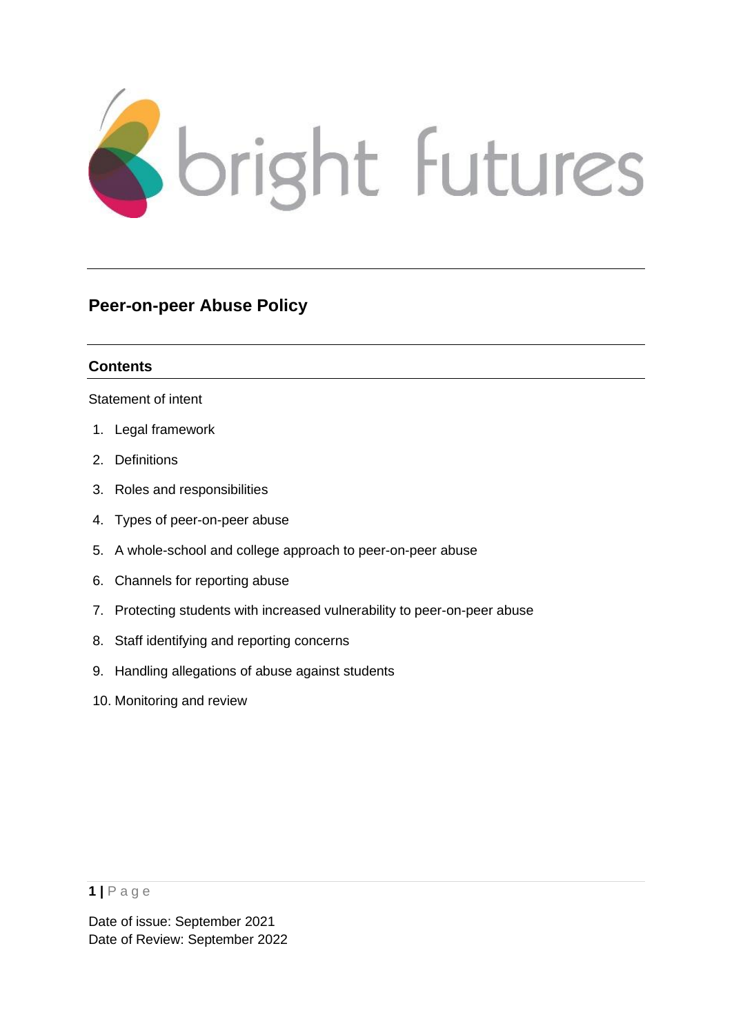bright futures

# Peer-on-peer Abuse Policy

## Contents

Statement of intent

1. Legal framework
2. Definitions
3. Roles and responsibilities
4. Types of peer-on-peer abuse
5. A whole-school and college approach to peer-on-peer abuse
6. Channels for reporting abuse
7. Protecting students with increased vulnerability to peer-on-peer abuse
8. Staff identifying and reporting concerns
9. Handling allegations of abuse against students
10. Monitoring and review

Date of issue: September 2021
Date of Review: September 2022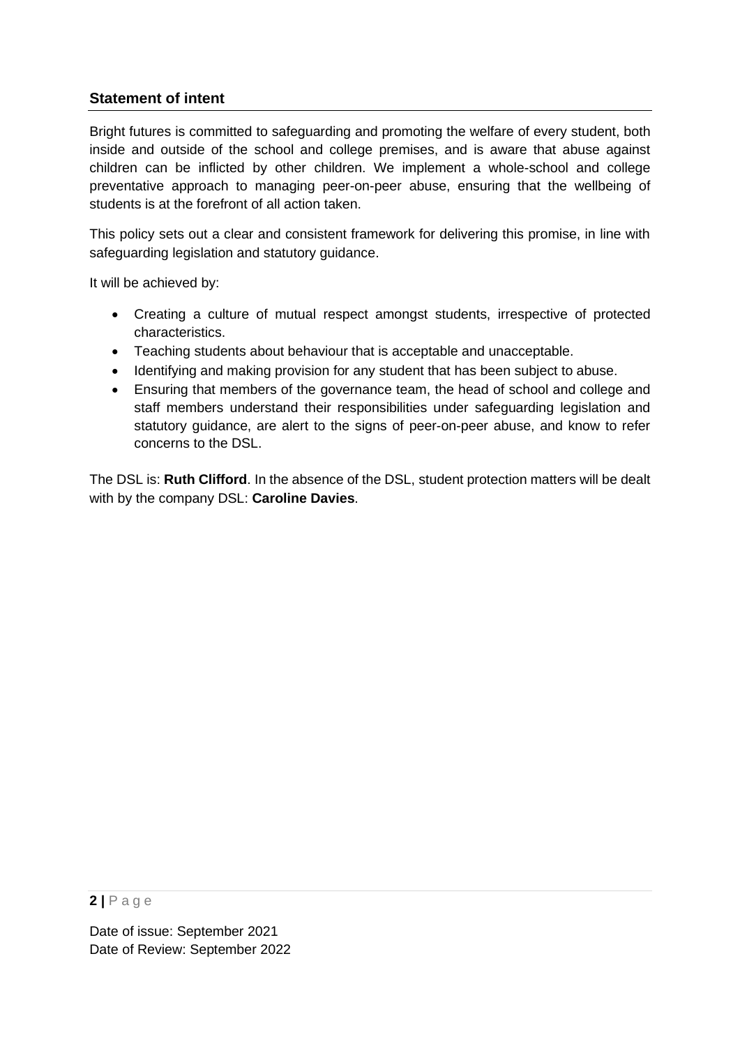## Statement of intent

Bright futures is committed to safeguarding and promoting the welfare of every student, both inside and outside of the school and college premises, and is aware that abuse against children can be inflicted by other children. We implement a whole-school and college preventative approach to managing peer-on-peer abuse, ensuring that the wellbeing of students is at the forefront of all action taken.

This policy sets out a clear and consistent framework for delivering this promise, in line with safeguarding legislation and statutory guidance.

It will be achieved by:

- Creating a culture of mutual respect amongst students, irrespective of protected characteristics.
- Teaching students about behaviour that is acceptable and unacceptable.
- Identifying and making provision for any student that has been subject to abuse.
- Ensuring that members of the governance team, the head of school and college and staff members understand their responsibilities under safeguarding legislation and statutory guidance, are alert to the signs of peer-on-peer abuse, and know to refer concerns to the DSL.

The DSL is: **Ruth Clifford**. In the absence of the DSL, student protection matters will be dealt with by the company DSL: **Caroline Davies**.

Date of issue: September 2021
Date of Review: September 2022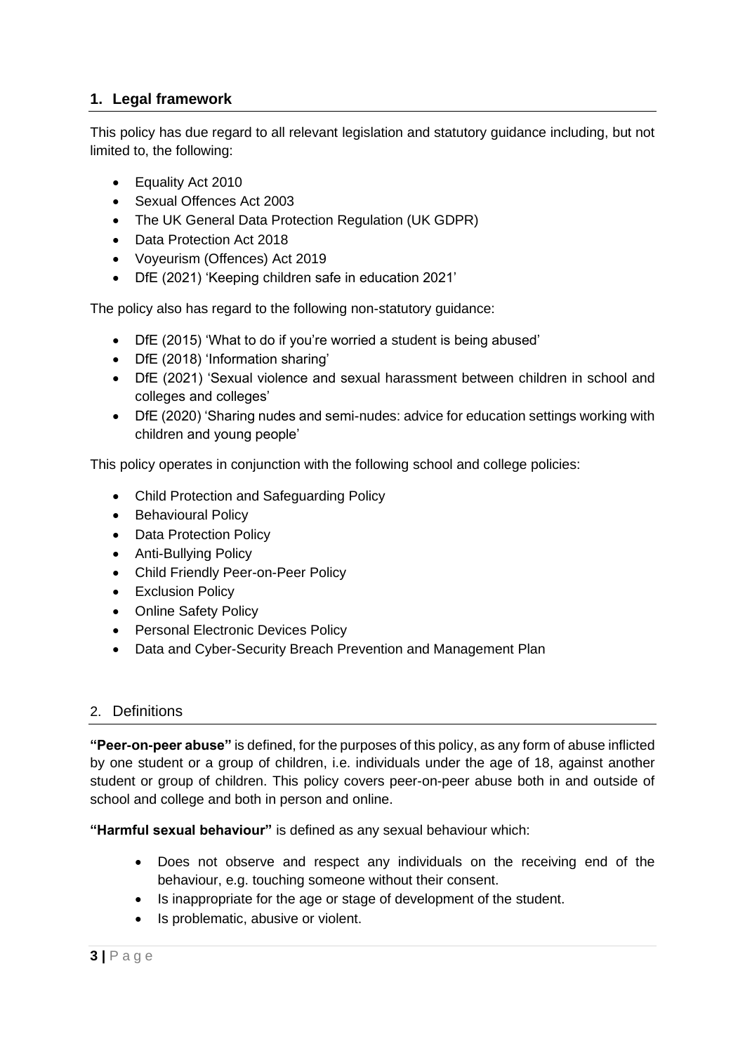## 1. Legal framework

This policy has due regard to all relevant legislation and statutory guidance including, but not limited to, the following:

- Equality Act 2010
- Sexual Offences Act 2003
- The UK General Data Protection Regulation (UK GDPR)
- Data Protection Act 2018
- Voyeurism (Offences) Act 2019
- DfE (2021) 'Keeping children safe in education 2021'

The policy also has regard to the following non-statutory guidance:

- DfE (2015) 'What to do if you're worried a student is being abused'
- DfE (2018) 'Information sharing'
- DfE (2021) 'Sexual violence and sexual harassment between children in school and colleges and colleges'
- DfE (2020) 'Sharing nudes and semi-nudes: advice for education settings working with children and young people'

This policy operates in conjunction with the following school and college policies:

- Child Protection and Safeguarding Policy
- Behavioural Policy
- Data Protection Policy
- Anti-Bullying Policy
- Child Friendly Peer-on-Peer Policy
- Exclusion Policy
- Online Safety Policy
- Personal Electronic Devices Policy
- Data and Cyber-Security Breach Prevention and Management Plan

## 2. Definitions

**"Peer-on-peer abuse"** is defined, for the purposes of this policy, as any form of abuse inflicted by one student or a group of children, i.e. individuals under the age of 18, against another student or group of children. This policy covers peer-on-peer abuse both in and outside of school and college and both in person and online.

**"Harmful sexual behaviour"** is defined as any sexual behaviour which:

- Does not observe and respect any individuals on the receiving end of the behaviour, e.g. touching someone without their consent.
- Is inappropriate for the age or stage of development of the student.
- Is problematic, abusive or violent.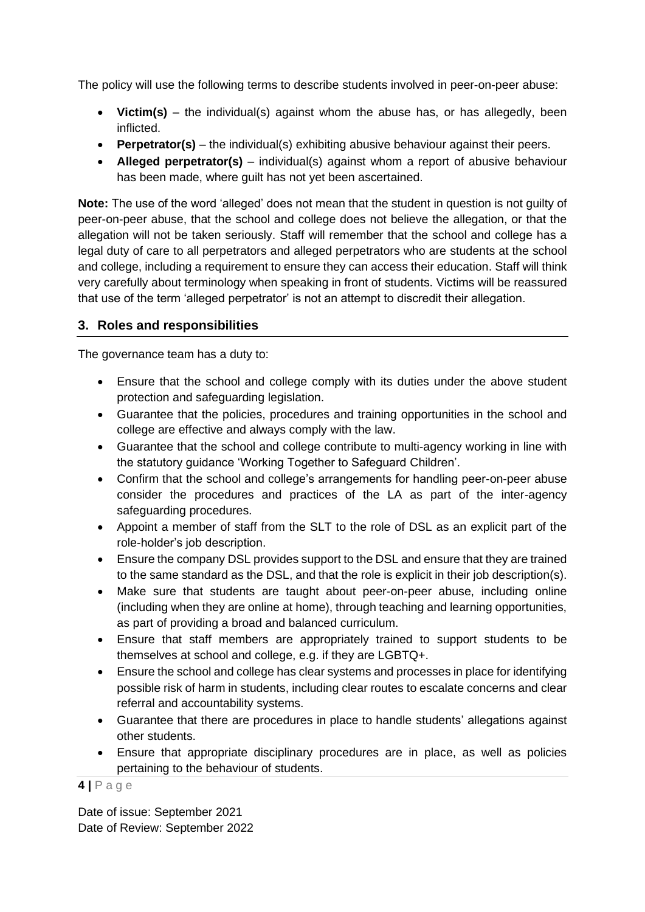The policy will use the following terms to describe students involved in peer-on-peer abuse:

- **Victim(s)** – the individual(s) against whom the abuse has, or has allegedly, been inflicted.
- **Perpetrator(s)** – the individual(s) exhibiting abusive behaviour against their peers.
- **Alleged perpetrator(s)** – individual(s) against whom a report of abusive behaviour has been made, where guilt has not yet been ascertained.

**Note:** The use of the word 'alleged' does not mean that the student in question is not guilty of peer-on-peer abuse, that the school and college does not believe the allegation, or that the allegation will not be taken seriously. Staff will remember that the school and college has a legal duty of care to all perpetrators and alleged perpetrators who are students at the school and college, including a requirement to ensure they can access their education. Staff will think very carefully about terminology when speaking in front of students. Victims will be reassured that use of the term 'alleged perpetrator' is not an attempt to discredit their allegation.

## 3. Roles and responsibilities

The governance team has a duty to:

- Ensure that the school and college comply with its duties under the above student protection and safeguarding legislation.
- Guarantee that the policies, procedures and training opportunities in the school and college are effective and always comply with the law.
- Guarantee that the school and college contribute to multi-agency working in line with the statutory guidance 'Working Together to Safeguard Children'.
- Confirm that the school and college's arrangements for handling peer-on-peer abuse consider the procedures and practices of the LA as part of the inter-agency safeguarding procedures.
- Appoint a member of staff from the SLT to the role of DSL as an explicit part of the role-holder's job description.
- Ensure the company DSL provides support to the DSL and ensure that they are trained to the same standard as the DSL, and that the role is explicit in their job description(s).
- Make sure that students are taught about peer-on-peer abuse, including online (including when they are online at home), through teaching and learning opportunities, as part of providing a broad and balanced curriculum.
- Ensure that staff members are appropriately trained to support students to be themselves at school and college, e.g. if they are LGBTQ+.
- Ensure the school and college has clear systems and processes in place for identifying possible risk of harm in students, including clear routes to escalate concerns and clear referral and accountability systems.
- Guarantee that there are procedures in place to handle students' allegations against other students.
- Ensure that appropriate disciplinary procedures are in place, as well as policies pertaining to the behaviour of students.

Date of issue: September 2021
Date of Review: September 2022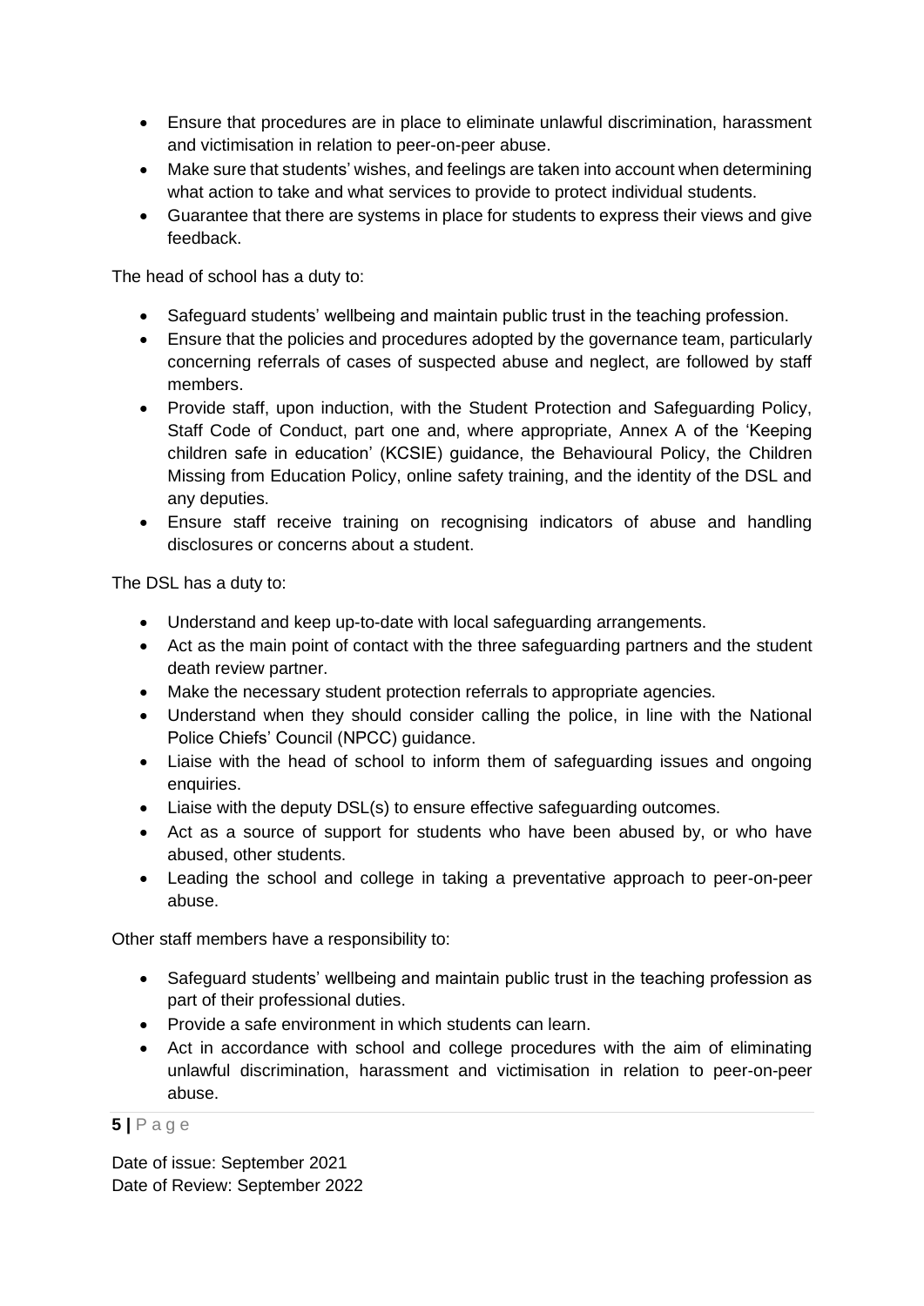- Ensure that procedures are in place to eliminate unlawful discrimination, harassment and victimisation in relation to peer-on-peer abuse.
- Make sure that students' wishes, and feelings are taken into account when determining what action to take and what services to provide to protect individual students.
- Guarantee that there are systems in place for students to express their views and give feedback.

The head of school has a duty to:

- Safeguard students' wellbeing and maintain public trust in the teaching profession.
- Ensure that the policies and procedures adopted by the governance team, particularly concerning referrals of cases of suspected abuse and neglect, are followed by staff members.
- Provide staff, upon induction, with the Student Protection and Safeguarding Policy, Staff Code of Conduct, part one and, where appropriate, Annex A of the 'Keeping children safe in education' (KCSIE) guidance, the Behavioural Policy, the Children Missing from Education Policy, online safety training, and the identity of the DSL and any deputies.
- Ensure staff receive training on recognising indicators of abuse and handling disclosures or concerns about a student.

The DSL has a duty to:

- Understand and keep up-to-date with local safeguarding arrangements.
- Act as the main point of contact with the three safeguarding partners and the student death review partner.
- Make the necessary student protection referrals to appropriate agencies.
- Understand when they should consider calling the police, in line with the National Police Chiefs' Council (NPCC) guidance.
- Liaise with the head of school to inform them of safeguarding issues and ongoing enquiries.
- Liaise with the deputy DSL(s) to ensure effective safeguarding outcomes.
- Act as a source of support for students who have been abused by, or who have abused, other students.
- Leading the school and college in taking a preventative approach to peer-on-peer abuse.

Other staff members have a responsibility to:

- Safeguard students' wellbeing and maintain public trust in the teaching profession as part of their professional duties.
- Provide a safe environment in which students can learn.
- Act in accordance with school and college procedures with the aim of eliminating unlawful discrimination, harassment and victimisation in relation to peer-on-peer abuse.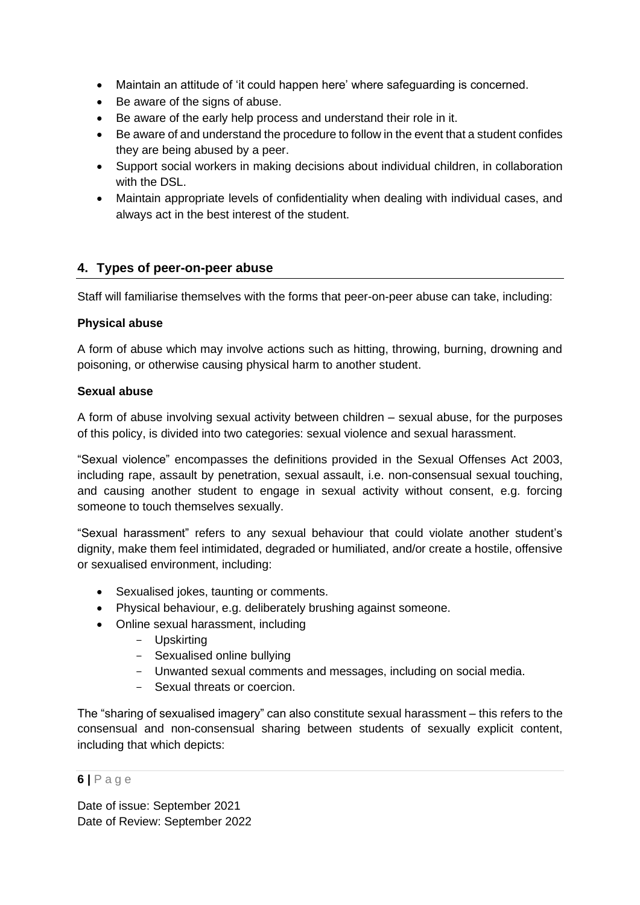- Maintain an attitude of 'it could happen here' where safeguarding is concerned.
- Be aware of the signs of abuse.
- Be aware of the early help process and understand their role in it.
- Be aware of and understand the procedure to follow in the event that a student confides they are being abused by a peer.
- Support social workers in making decisions about individual children, in collaboration with the DSL.
- Maintain appropriate levels of confidentiality when dealing with individual cases, and always act in the best interest of the student.

## 4. Types of peer-on-peer abuse

Staff will familiarise themselves with the forms that peer-on-peer abuse can take, including:

**Physical abuse**

A form of abuse which may involve actions such as hitting, throwing, burning, drowning and poisoning, or otherwise causing physical harm to another student.

**Sexual abuse**

A form of abuse involving sexual activity between children – sexual abuse, for the purposes of this policy, is divided into two categories: sexual violence and sexual harassment.

"Sexual violence" encompasses the definitions provided in the Sexual Offenses Act 2003, including rape, assault by penetration, sexual assault, i.e. non-consensual sexual touching, and causing another student to engage in sexual activity without consent, e.g. forcing someone to touch themselves sexually.

"Sexual harassment" refers to any sexual behaviour that could violate another student's dignity, make them feel intimidated, degraded or humiliated, and/or create a hostile, offensive or sexualised environment, including:

- Sexualised jokes, taunting or comments.
- Physical behaviour, e.g. deliberately brushing against someone.
- Online sexual harassment, including
  - Upskirting
  - Sexualised online bullying
  - Unwanted sexual comments and messages, including on social media.
  - Sexual threats or coercion.

The "sharing of sexualised imagery" can also constitute sexual harassment – this refers to the consensual and non-consensual sharing between students of sexually explicit content, including that which depicts:

Date of issue: September 2021
Date of Review: September 2022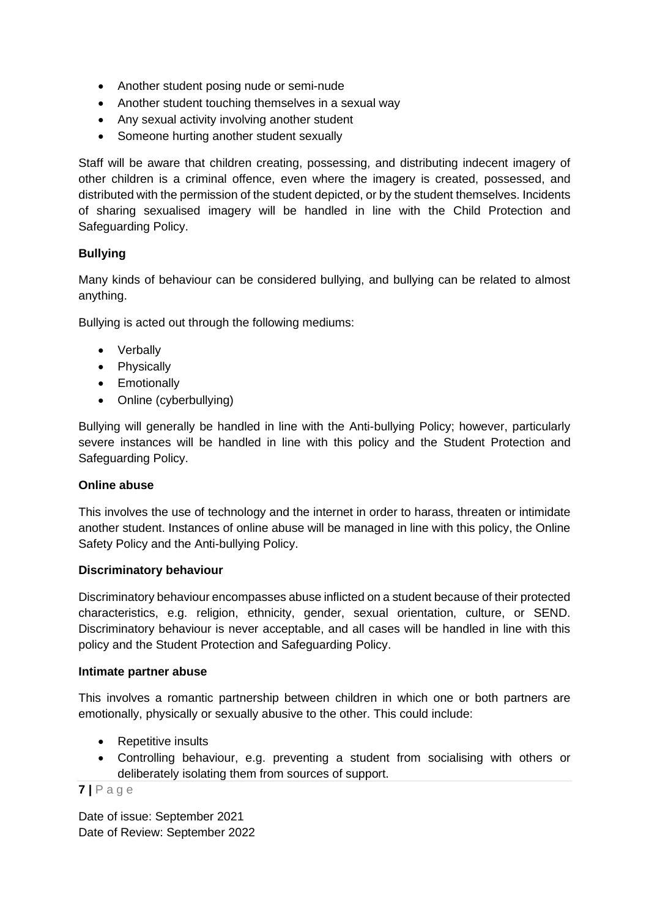- Another student posing nude or semi-nude
- Another student touching themselves in a sexual way
- Any sexual activity involving another student
- Someone hurting another student sexually

Staff will be aware that children creating, possessing, and distributing indecent imagery of other children is a criminal offence, even where the imagery is created, possessed, and distributed with the permission of the student depicted, or by the student themselves. Incidents of sharing sexualised imagery will be handled in line with the Child Protection and Safeguarding Policy.

**Bullying**

Many kinds of behaviour can be considered bullying, and bullying can be related to almost anything.

Bullying is acted out through the following mediums:

- Verbally
- Physically
- Emotionally
- Online (cyberbullying)

Bullying will generally be handled in line with the Anti-bullying Policy; however, particularly severe instances will be handled in line with this policy and the Student Protection and Safeguarding Policy.

**Online abuse**

This involves the use of technology and the internet in order to harass, threaten or intimidate another student. Instances of online abuse will be managed in line with this policy, the Online Safety Policy and the Anti-bullying Policy.

**Discriminatory behaviour**

Discriminatory behaviour encompasses abuse inflicted on a student because of their protected characteristics, e.g. religion, ethnicity, gender, sexual orientation, culture, or SEND. Discriminatory behaviour is never acceptable, and all cases will be handled in line with this policy and the Student Protection and Safeguarding Policy.

**Intimate partner abuse**

This involves a romantic partnership between children in which one or both partners are emotionally, physically or sexually abusive to the other. This could include:

- Repetitive insults
- Controlling behaviour, e.g. preventing a student from socialising with others or deliberately isolating them from sources of support.

Date of issue: September 2021
Date of Review: September 2022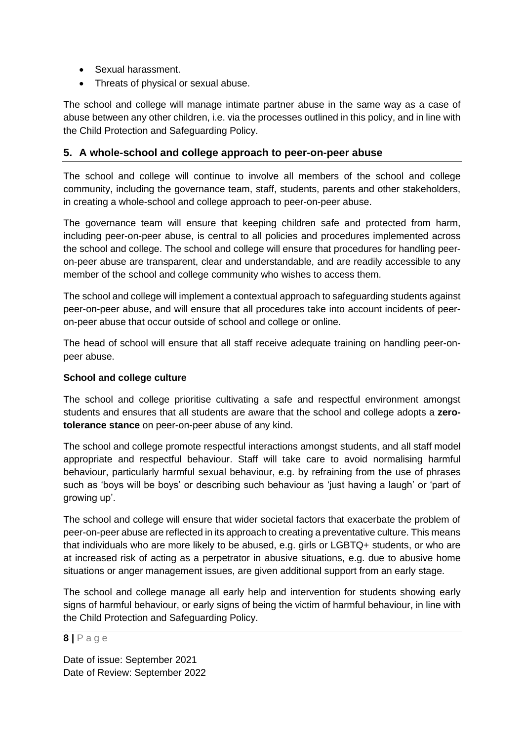- Sexual harassment.
- Threats of physical or sexual abuse.

The school and college will manage intimate partner abuse in the same way as a case of abuse between any other children, i.e. via the processes outlined in this policy, and in line with the Child Protection and Safeguarding Policy.

## 5. A whole-school and college approach to peer-on-peer abuse

The school and college will continue to involve all members of the school and college community, including the governance team, staff, students, parents and other stakeholders, in creating a whole-school and college approach to peer-on-peer abuse.

The governance team will ensure that keeping children safe and protected from harm, including peer-on-peer abuse, is central to all policies and procedures implemented across the school and college. The school and college will ensure that procedures for handling peer-on-peer abuse are transparent, clear and understandable, and are readily accessible to any member of the school and college community who wishes to access them.

The school and college will implement a contextual approach to safeguarding students against peer-on-peer abuse, and will ensure that all procedures take into account incidents of peer-on-peer abuse that occur outside of school and college or online.

The head of school will ensure that all staff receive adequate training on handling peer-on-peer abuse.

**School and college culture**

The school and college prioritise cultivating a safe and respectful environment amongst students and ensures that all students are aware that the school and college adopts a **zero-tolerance stance** on peer-on-peer abuse of any kind.

The school and college promote respectful interactions amongst students, and all staff model appropriate and respectful behaviour. Staff will take care to avoid normalising harmful behaviour, particularly harmful sexual behaviour, e.g. by refraining from the use of phrases such as 'boys will be boys' or describing such behaviour as 'just having a laugh' or 'part of growing up'.

The school and college will ensure that wider societal factors that exacerbate the problem of peer-on-peer abuse are reflected in its approach to creating a preventative culture. This means that individuals who are more likely to be abused, e.g. girls or LGBTQ+ students, or who are at increased risk of acting as a perpetrator in abusive situations, e.g. due to abusive home situations or anger management issues, are given additional support from an early stage.

The school and college manage all early help and intervention for students showing early signs of harmful behaviour, or early signs of being the victim of harmful behaviour, in line with the Child Protection and Safeguarding Policy.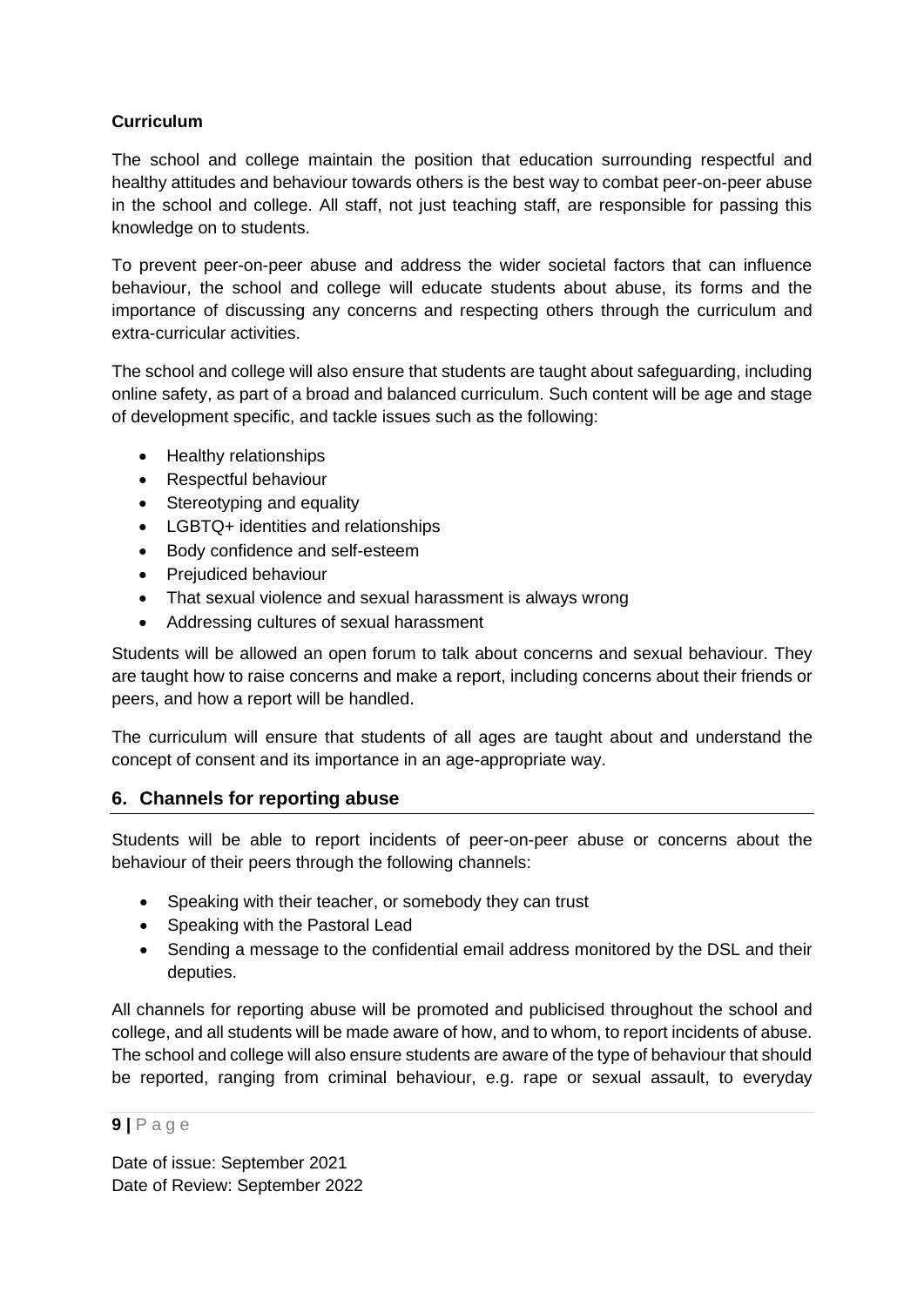**Curriculum**

The school and college maintain the position that education surrounding respectful and healthy attitudes and behaviour towards others is the best way to combat peer-on-peer abuse in the school and college. All staff, not just teaching staff, are responsible for passing this knowledge on to students.

To prevent peer-on-peer abuse and address the wider societal factors that can influence behaviour, the school and college will educate students about abuse, its forms and the importance of discussing any concerns and respecting others through the curriculum and extra-curricular activities.

The school and college will also ensure that students are taught about safeguarding, including online safety, as part of a broad and balanced curriculum. Such content will be age and stage of development specific, and tackle issues such as the following:

- Healthy relationships
- Respectful behaviour
- Stereotyping and equality
- LGBTQ+ identities and relationships
- Body confidence and self-esteem
- Prejudiced behaviour
- That sexual violence and sexual harassment is always wrong
- Addressing cultures of sexual harassment

Students will be allowed an open forum to talk about concerns and sexual behaviour. They are taught how to raise concerns and make a report, including concerns about their friends or peers, and how a report will be handled.

The curriculum will ensure that students of all ages are taught about and understand the concept of consent and its importance in an age-appropriate way.

## 6. Channels for reporting abuse

Students will be able to report incidents of peer-on-peer abuse or concerns about the behaviour of their peers through the following channels:

- Speaking with their teacher, or somebody they can trust
- Speaking with the Pastoral Lead
- Sending a message to the confidential email address monitored by the DSL and their deputies.

All channels for reporting abuse will be promoted and publicised throughout the school and college, and all students will be made aware of how, and to whom, to report incidents of abuse. The school and college will also ensure students are aware of the type of behaviour that should be reported, ranging from criminal behaviour, e.g. rape or sexual assault, to everyday

Date of issue: September 2021
Date of Review: September 2022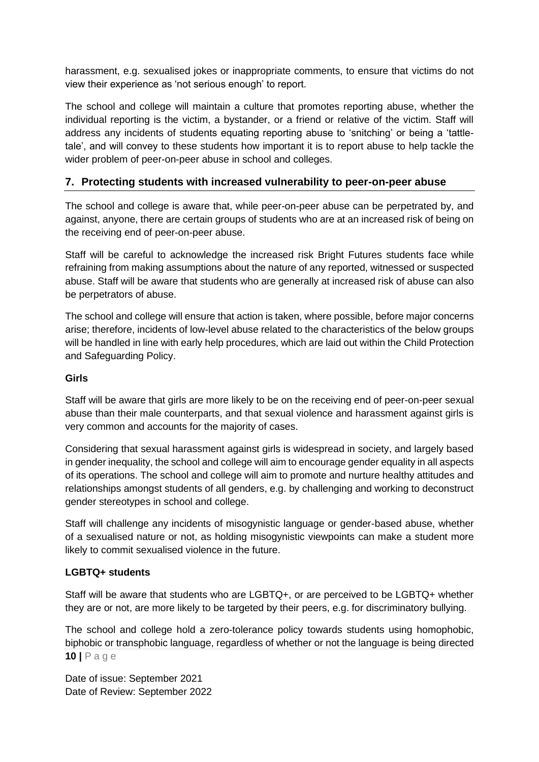harassment, e.g. sexualised jokes or inappropriate comments, to ensure that victims do not view their experience as 'not serious enough' to report.

The school and college will maintain a culture that promotes reporting abuse, whether the individual reporting is the victim, a bystander, or a friend or relative of the victim. Staff will address any incidents of students equating reporting abuse to 'snitching' or being a 'tattle-tale', and will convey to these students how important it is to report abuse to help tackle the wider problem of peer-on-peer abuse in school and colleges.

## 7. Protecting students with increased vulnerability to peer-on-peer abuse

The school and college is aware that, while peer-on-peer abuse can be perpetrated by, and against, anyone, there are certain groups of students who are at an increased risk of being on the receiving end of peer-on-peer abuse.

Staff will be careful to acknowledge the increased risk Bright Futures students face while refraining from making assumptions about the nature of any reported, witnessed or suspected abuse. Staff will be aware that students who are generally at increased risk of abuse can also be perpetrators of abuse.

The school and college will ensure that action is taken, where possible, before major concerns arise; therefore, incidents of low-level abuse related to the characteristics of the below groups will be handled in line with early help procedures, which are laid out within the Child Protection and Safeguarding Policy.

**Girls**

Staff will be aware that girls are more likely to be on the receiving end of peer-on-peer sexual abuse than their male counterparts, and that sexual violence and harassment against girls is very common and accounts for the majority of cases.

Considering that sexual harassment against girls is widespread in society, and largely based in gender inequality, the school and college will aim to encourage gender equality in all aspects of its operations. The school and college will aim to promote and nurture healthy attitudes and relationships amongst students of all genders, e.g. by challenging and working to deconstruct gender stereotypes in school and college.

Staff will challenge any incidents of misogynistic language or gender-based abuse, whether of a sexualised nature or not, as holding misogynistic viewpoints can make a student more likely to commit sexualised violence in the future.

**LGBTQ+ students**

Staff will be aware that students who are LGBTQ+, or are perceived to be LGBTQ+ whether they are or not, are more likely to be targeted by their peers, e.g. for discriminatory bullying.

The school and college hold a zero-tolerance policy towards students using homophobic, biphobic or transphobic language, regardless of whether or not the language is being directed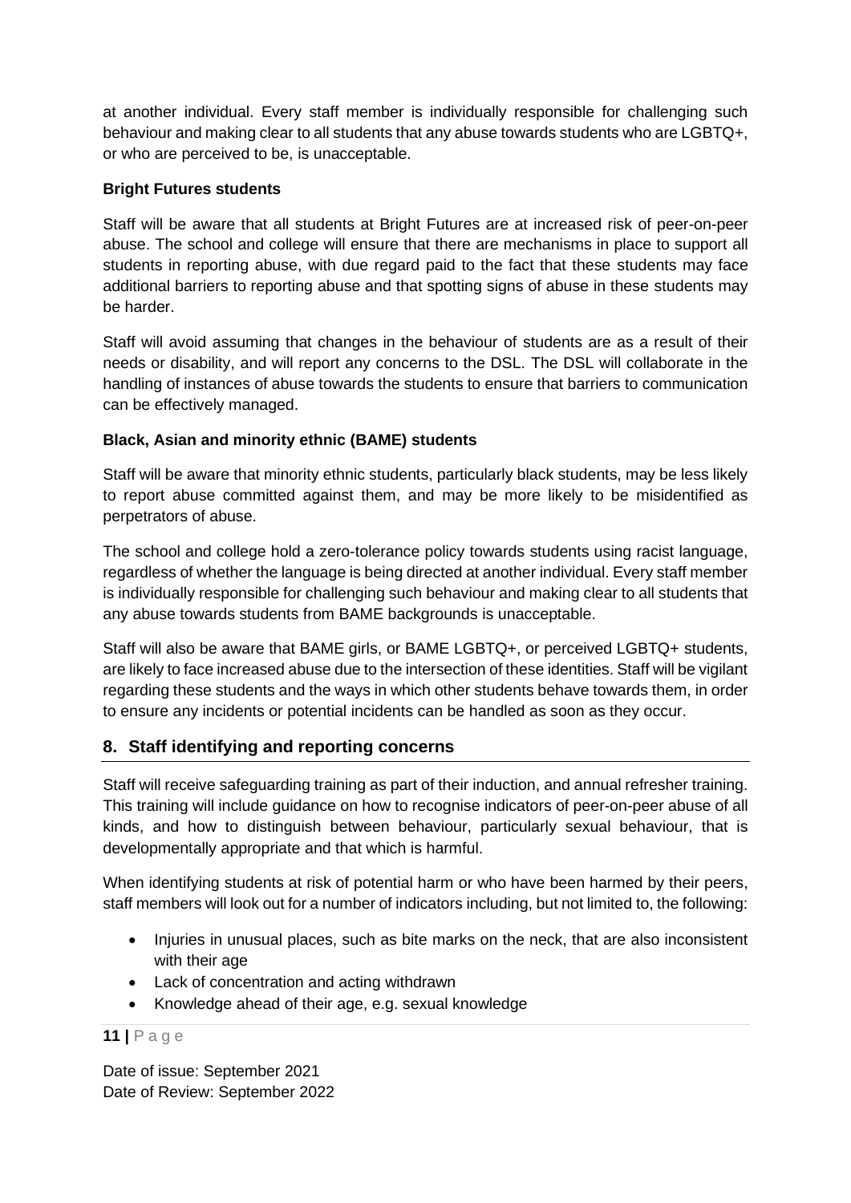at another individual. Every staff member is individually responsible for challenging such behaviour and making clear to all students that any abuse towards students who are LGBTQ+, or who are perceived to be, is unacceptable.

**Bright Futures students**

Staff will be aware that all students at Bright Futures are at increased risk of peer-on-peer abuse. The school and college will ensure that there are mechanisms in place to support all students in reporting abuse, with due regard paid to the fact that these students may face additional barriers to reporting abuse and that spotting signs of abuse in these students may be harder.

Staff will avoid assuming that changes in the behaviour of students are as a result of their needs or disability, and will report any concerns to the DSL. The DSL will collaborate in the handling of instances of abuse towards the students to ensure that barriers to communication can be effectively managed.

**Black, Asian and minority ethnic (BAME) students**

Staff will be aware that minority ethnic students, particularly black students, may be less likely to report abuse committed against them, and may be more likely to be misidentified as perpetrators of abuse.

The school and college hold a zero-tolerance policy towards students using racist language, regardless of whether the language is being directed at another individual. Every staff member is individually responsible for challenging such behaviour and making clear to all students that any abuse towards students from BAME backgrounds is unacceptable.

Staff will also be aware that BAME girls, or BAME LGBTQ+, or perceived LGBTQ+ students, are likely to face increased abuse due to the intersection of these identities. Staff will be vigilant regarding these students and the ways in which other students behave towards them, in order to ensure any incidents or potential incidents can be handled as soon as they occur.

## 8. Staff identifying and reporting concerns

Staff will receive safeguarding training as part of their induction, and annual refresher training. This training will include guidance on how to recognise indicators of peer-on-peer abuse of all kinds, and how to distinguish between behaviour, particularly sexual behaviour, that is developmentally appropriate and that which is harmful.

When identifying students at risk of potential harm or who have been harmed by their peers, staff members will look out for a number of indicators including, but not limited to, the following:

- Injuries in unusual places, such as bite marks on the neck, that are also inconsistent with their age
- Lack of concentration and acting withdrawn
- Knowledge ahead of their age, e.g. sexual knowledge

Date of issue: September 2021
Date of Review: September 2022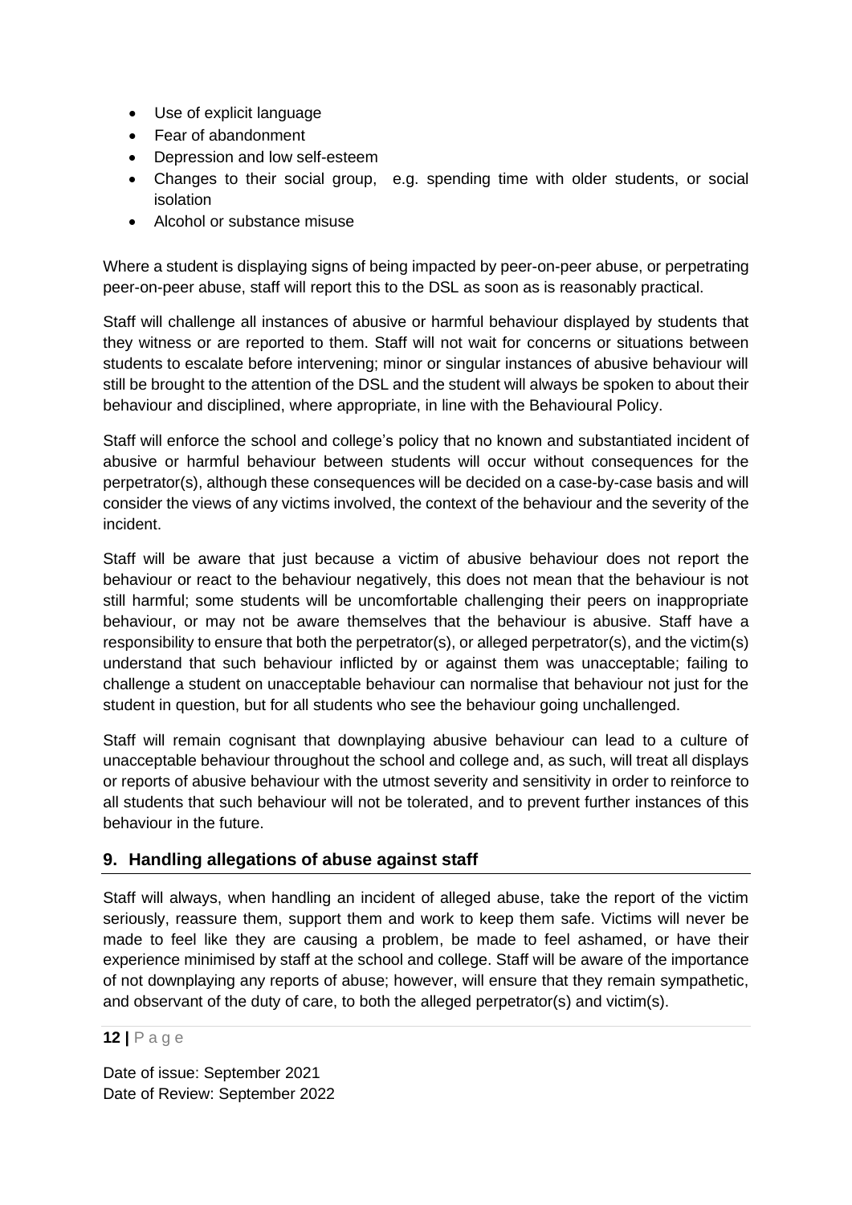- Use of explicit language
- Fear of abandonment
- Depression and low self-esteem
- Changes to their social group, e.g. spending time with older students, or social isolation
- Alcohol or substance misuse

Where a student is displaying signs of being impacted by peer-on-peer abuse, or perpetrating peer-on-peer abuse, staff will report this to the DSL as soon as is reasonably practical.

Staff will challenge all instances of abusive or harmful behaviour displayed by students that they witness or are reported to them. Staff will not wait for concerns or situations between students to escalate before intervening; minor or singular instances of abusive behaviour will still be brought to the attention of the DSL and the student will always be spoken to about their behaviour and disciplined, where appropriate, in line with the Behavioural Policy.

Staff will enforce the school and college's policy that no known and substantiated incident of abusive or harmful behaviour between students will occur without consequences for the perpetrator(s), although these consequences will be decided on a case-by-case basis and will consider the views of any victims involved, the context of the behaviour and the severity of the incident.

Staff will be aware that just because a victim of abusive behaviour does not report the behaviour or react to the behaviour negatively, this does not mean that the behaviour is not still harmful; some students will be uncomfortable challenging their peers on inappropriate behaviour, or may not be aware themselves that the behaviour is abusive. Staff have a responsibility to ensure that both the perpetrator(s), or alleged perpetrator(s), and the victim(s) understand that such behaviour inflicted by or against them was unacceptable; failing to challenge a student on unacceptable behaviour can normalise that behaviour not just for the student in question, but for all students who see the behaviour going unchallenged.

Staff will remain cognisant that downplaying abusive behaviour can lead to a culture of unacceptable behaviour throughout the school and college and, as such, will treat all displays or reports of abusive behaviour with the utmost severity and sensitivity in order to reinforce to all students that such behaviour will not be tolerated, and to prevent further instances of this behaviour in the future.

## 9. Handling allegations of abuse against staff

Staff will always, when handling an incident of alleged abuse, take the report of the victim seriously, reassure them, support them and work to keep them safe. Victims will never be made to feel like they are causing a problem, be made to feel ashamed, or have their experience minimised by staff at the school and college. Staff will be aware of the importance of not downplaying any reports of abuse; however, will ensure that they remain sympathetic, and observant of the duty of care, to both the alleged perpetrator(s) and victim(s).

Date of issue: September 2021
Date of Review: September 2022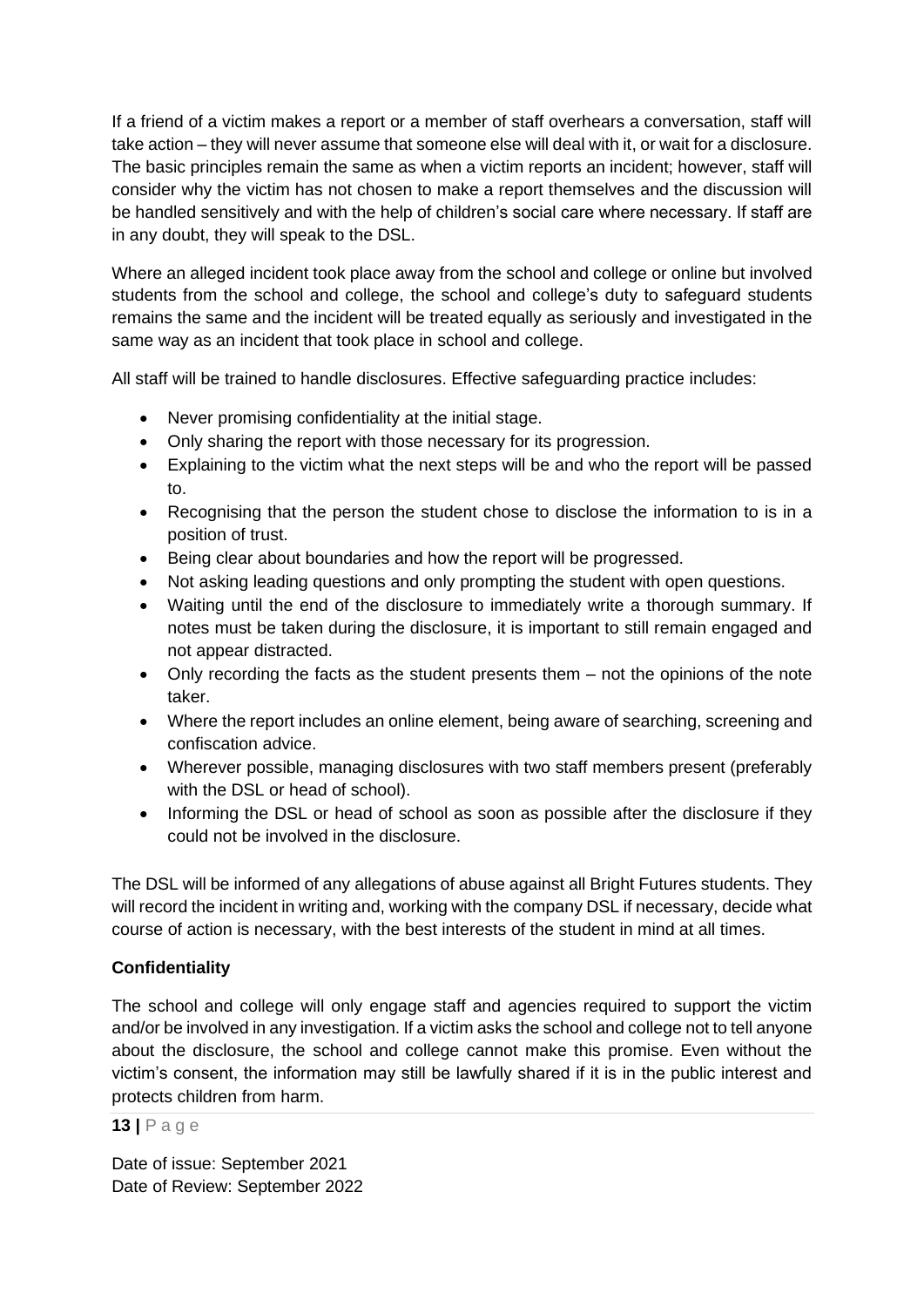If a friend of a victim makes a report or a member of staff overhears a conversation, staff will take action – they will never assume that someone else will deal with it, or wait for a disclosure. The basic principles remain the same as when a victim reports an incident; however, staff will consider why the victim has not chosen to make a report themselves and the discussion will be handled sensitively and with the help of children's social care where necessary. If staff are in any doubt, they will speak to the DSL.

Where an alleged incident took place away from the school and college or online but involved students from the school and college, the school and college's duty to safeguard students remains the same and the incident will be treated equally as seriously and investigated in the same way as an incident that took place in school and college.

All staff will be trained to handle disclosures. Effective safeguarding practice includes:

- Never promising confidentiality at the initial stage.
- Only sharing the report with those necessary for its progression.
- Explaining to the victim what the next steps will be and who the report will be passed to.
- Recognising that the person the student chose to disclose the information to is in a position of trust.
- Being clear about boundaries and how the report will be progressed.
- Not asking leading questions and only prompting the student with open questions.
- Waiting until the end of the disclosure to immediately write a thorough summary. If notes must be taken during the disclosure, it is important to still remain engaged and not appear distracted.
- Only recording the facts as the student presents them – not the opinions of the note taker.
- Where the report includes an online element, being aware of searching, screening and confiscation advice.
- Wherever possible, managing disclosures with two staff members present (preferably with the DSL or head of school).
- Informing the DSL or head of school as soon as possible after the disclosure if they could not be involved in the disclosure.

The DSL will be informed of any allegations of abuse against all Bright Futures students. They will record the incident in writing and, working with the company DSL if necessary, decide what course of action is necessary, with the best interests of the student in mind at all times.

**Confidentiality**

The school and college will only engage staff and agencies required to support the victim and/or be involved in any investigation. If a victim asks the school and college not to tell anyone about the disclosure, the school and college cannot make this promise. Even without the victim's consent, the information may still be lawfully shared if it is in the public interest and protects children from harm.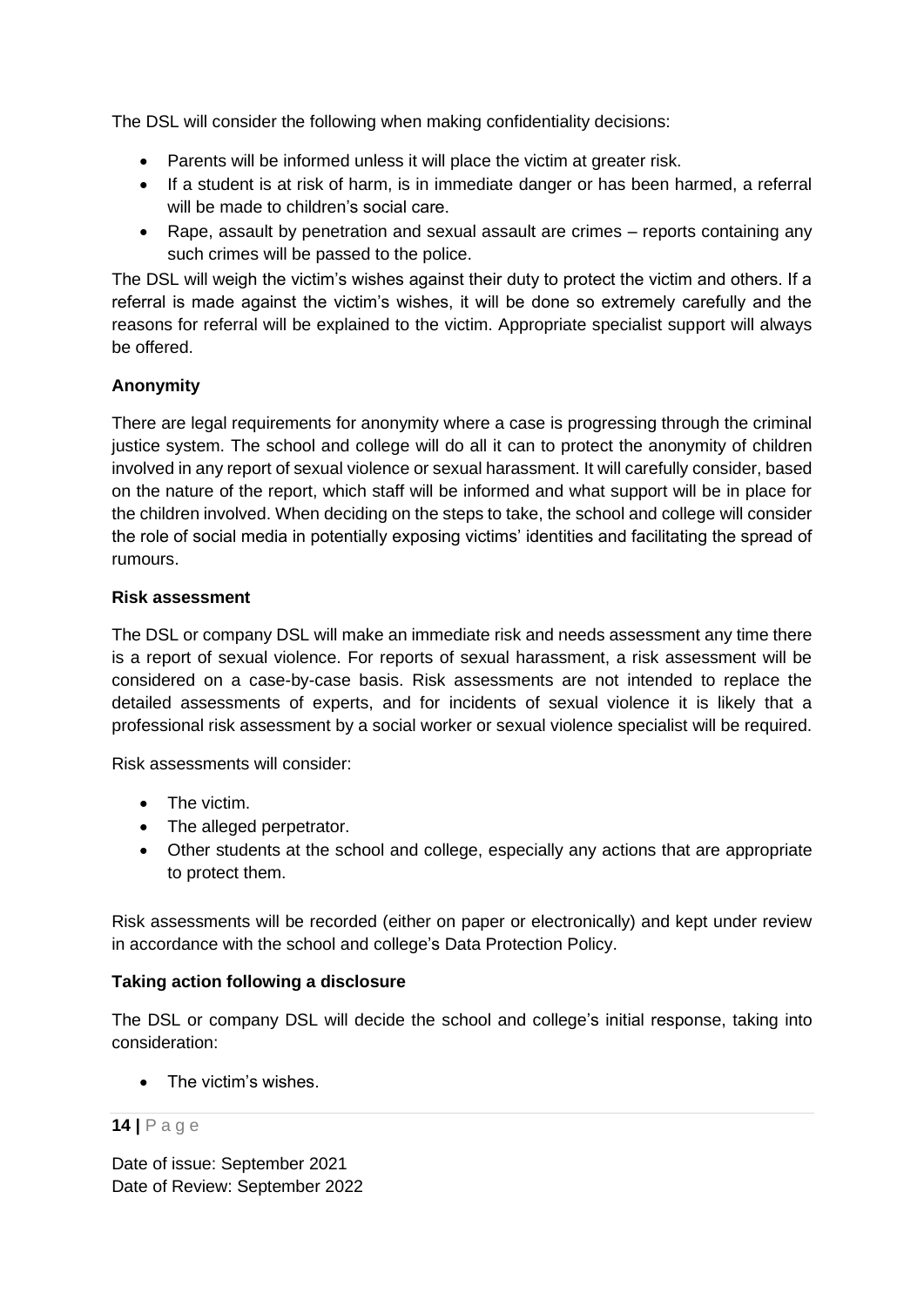The DSL will consider the following when making confidentiality decisions:

- Parents will be informed unless it will place the victim at greater risk.
- If a student is at risk of harm, is in immediate danger or has been harmed, a referral will be made to children's social care.
- Rape, assault by penetration and sexual assault are crimes – reports containing any such crimes will be passed to the police.

The DSL will weigh the victim's wishes against their duty to protect the victim and others. If a referral is made against the victim's wishes, it will be done so extremely carefully and the reasons for referral will be explained to the victim. Appropriate specialist support will always be offered.

**Anonymity**

There are legal requirements for anonymity where a case is progressing through the criminal justice system. The school and college will do all it can to protect the anonymity of children involved in any report of sexual violence or sexual harassment. It will carefully consider, based on the nature of the report, which staff will be informed and what support will be in place for the children involved. When deciding on the steps to take, the school and college will consider the role of social media in potentially exposing victims' identities and facilitating the spread of rumours.

**Risk assessment**

The DSL or company DSL will make an immediate risk and needs assessment any time there is a report of sexual violence. For reports of sexual harassment, a risk assessment will be considered on a case-by-case basis. Risk assessments are not intended to replace the detailed assessments of experts, and for incidents of sexual violence it is likely that a professional risk assessment by a social worker or sexual violence specialist will be required.

Risk assessments will consider:

- The victim.
- The alleged perpetrator.
- Other students at the school and college, especially any actions that are appropriate to protect them.

Risk assessments will be recorded (either on paper or electronically) and kept under review in accordance with the school and college's Data Protection Policy.

**Taking action following a disclosure**

The DSL or company DSL will decide the school and college's initial response, taking into consideration:

- The victim's wishes.

Date of issue: September 2021
Date of Review: September 2022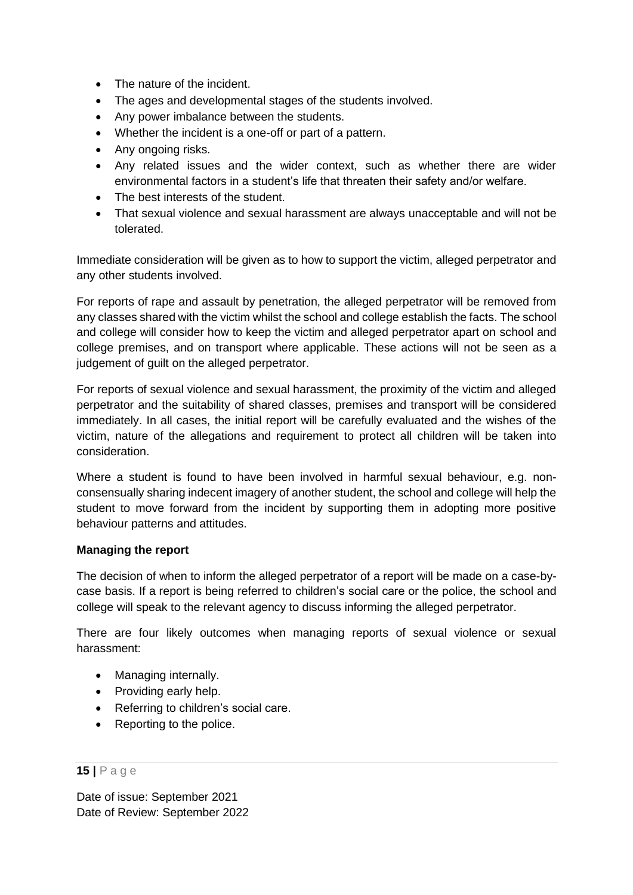- The nature of the incident.
- The ages and developmental stages of the students involved.
- Any power imbalance between the students.
- Whether the incident is a one-off or part of a pattern.
- Any ongoing risks.
- Any related issues and the wider context, such as whether there are wider environmental factors in a student's life that threaten their safety and/or welfare.
- The best interests of the student.
- That sexual violence and sexual harassment are always unacceptable and will not be tolerated.

Immediate consideration will be given as to how to support the victim, alleged perpetrator and any other students involved.

For reports of rape and assault by penetration, the alleged perpetrator will be removed from any classes shared with the victim whilst the school and college establish the facts. The school and college will consider how to keep the victim and alleged perpetrator apart on school and college premises, and on transport where applicable. These actions will not be seen as a judgement of guilt on the alleged perpetrator.

For reports of sexual violence and sexual harassment, the proximity of the victim and alleged perpetrator and the suitability of shared classes, premises and transport will be considered immediately. In all cases, the initial report will be carefully evaluated and the wishes of the victim, nature of the allegations and requirement to protect all children will be taken into consideration.

Where a student is found to have been involved in harmful sexual behaviour, e.g. non-consensually sharing indecent imagery of another student, the school and college will help the student to move forward from the incident by supporting them in adopting more positive behaviour patterns and attitudes.

**Managing the report**

The decision of when to inform the alleged perpetrator of a report will be made on a case-by-case basis. If a report is being referred to children's social care or the police, the school and college will speak to the relevant agency to discuss informing the alleged perpetrator.

There are four likely outcomes when managing reports of sexual violence or sexual harassment:

- Managing internally.
- Providing early help.
- Referring to children's social care.
- Reporting to the police.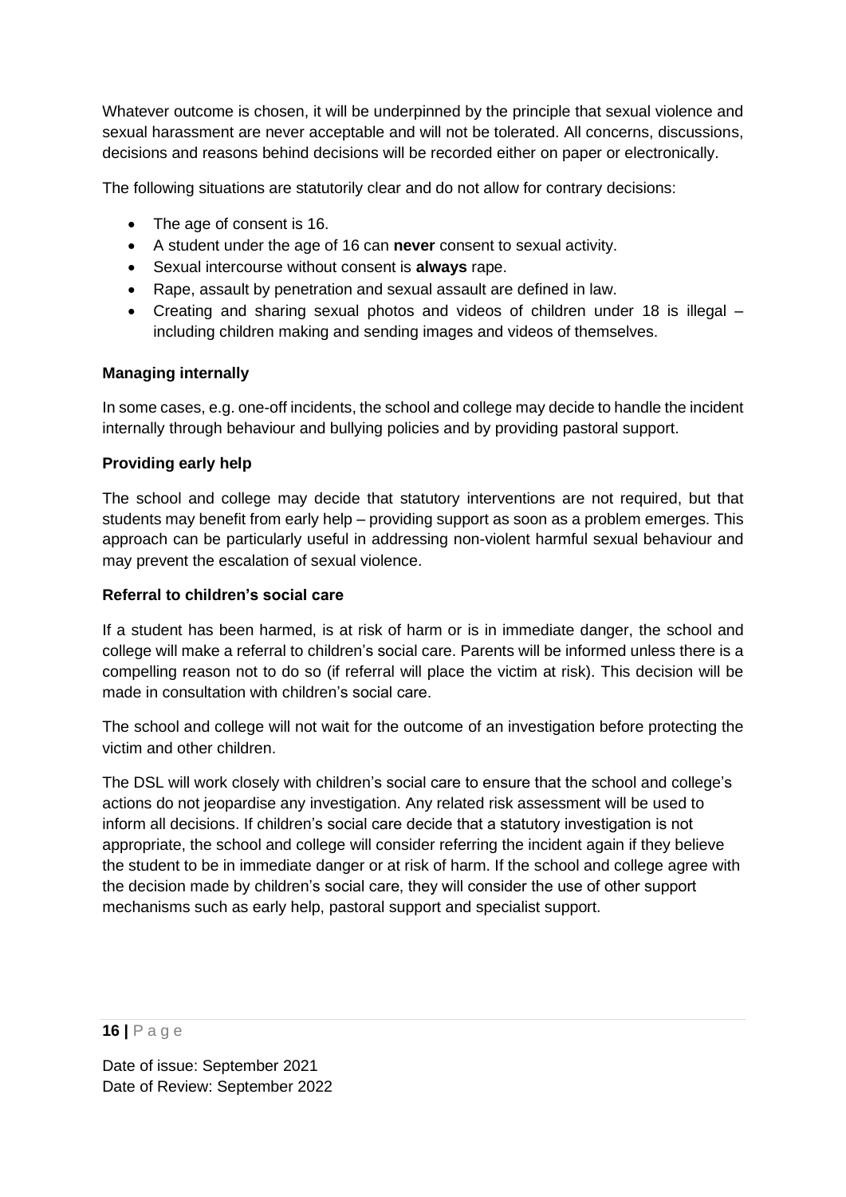Whatever outcome is chosen, it will be underpinned by the principle that sexual violence and sexual harassment are never acceptable and will not be tolerated. All concerns, discussions, decisions and reasons behind decisions will be recorded either on paper or electronically.

The following situations are statutorily clear and do not allow for contrary decisions:

- The age of consent is 16.
- A student under the age of 16 can **never** consent to sexual activity.
- Sexual intercourse without consent is **always** rape.
- Rape, assault by penetration and sexual assault are defined in law.
- Creating and sharing sexual photos and videos of children under 18 is illegal – including children making and sending images and videos of themselves.

**Managing internally**

In some cases, e.g. one-off incidents, the school and college may decide to handle the incident internally through behaviour and bullying policies and by providing pastoral support.

**Providing early help**

The school and college may decide that statutory interventions are not required, but that students may benefit from early help – providing support as soon as a problem emerges. This approach can be particularly useful in addressing non-violent harmful sexual behaviour and may prevent the escalation of sexual violence.

**Referral to children's social care**

If a student has been harmed, is at risk of harm or is in immediate danger, the school and college will make a referral to children's social care. Parents will be informed unless there is a compelling reason not to do so (if referral will place the victim at risk). This decision will be made in consultation with children's social care.

The school and college will not wait for the outcome of an investigation before protecting the victim and other children.

The DSL will work closely with children's social care to ensure that the school and college's actions do not jeopardise any investigation. Any related risk assessment will be used to inform all decisions. If children's social care decide that a statutory investigation is not appropriate, the school and college will consider referring the incident again if they believe the student to be in immediate danger or at risk of harm. If the school and college agree with the decision made by children's social care, they will consider the use of other support mechanisms such as early help, pastoral support and specialist support.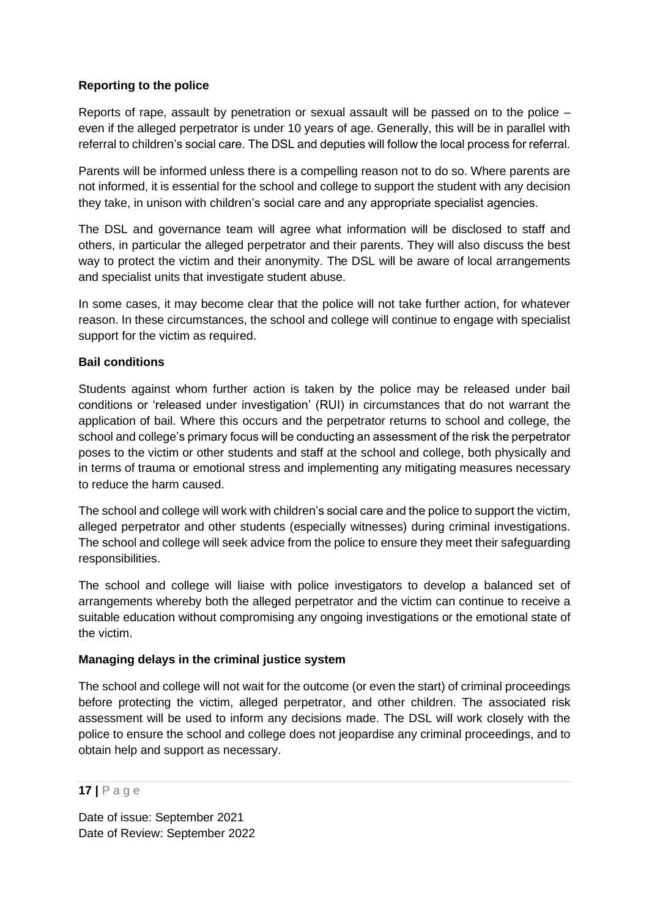**Reporting to the police**

Reports of rape, assault by penetration or sexual assault will be passed on to the police – even if the alleged perpetrator is under 10 years of age. Generally, this will be in parallel with referral to children's social care. The DSL and deputies will follow the local process for referral.

Parents will be informed unless there is a compelling reason not to do so. Where parents are not informed, it is essential for the school and college to support the student with any decision they take, in unison with children's social care and any appropriate specialist agencies.

The DSL and governance team will agree what information will be disclosed to staff and others, in particular the alleged perpetrator and their parents. They will also discuss the best way to protect the victim and their anonymity. The DSL will be aware of local arrangements and specialist units that investigate student abuse.

In some cases, it may become clear that the police will not take further action, for whatever reason. In these circumstances, the school and college will continue to engage with specialist support for the victim as required.

**Bail conditions**

Students against whom further action is taken by the police may be released under bail conditions or 'released under investigation' (RUI) in circumstances that do not warrant the application of bail. Where this occurs and the perpetrator returns to school and college, the school and college's primary focus will be conducting an assessment of the risk the perpetrator poses to the victim or other students and staff at the school and college, both physically and in terms of trauma or emotional stress and implementing any mitigating measures necessary to reduce the harm caused.

The school and college will work with children's social care and the police to support the victim, alleged perpetrator and other students (especially witnesses) during criminal investigations. The school and college will seek advice from the police to ensure they meet their safeguarding responsibilities.

The school and college will liaise with police investigators to develop a balanced set of arrangements whereby both the alleged perpetrator and the victim can continue to receive a suitable education without compromising any ongoing investigations or the emotional state of the victim.

**Managing delays in the criminal justice system**

The school and college will not wait for the outcome (or even the start) of criminal proceedings before protecting the victim, alleged perpetrator, and other children. The associated risk assessment will be used to inform any decisions made. The DSL will work closely with the police to ensure the school and college does not jeopardise any criminal proceedings, and to obtain help and support as necessary.

Date of issue: September 2021
Date of Review: September 2022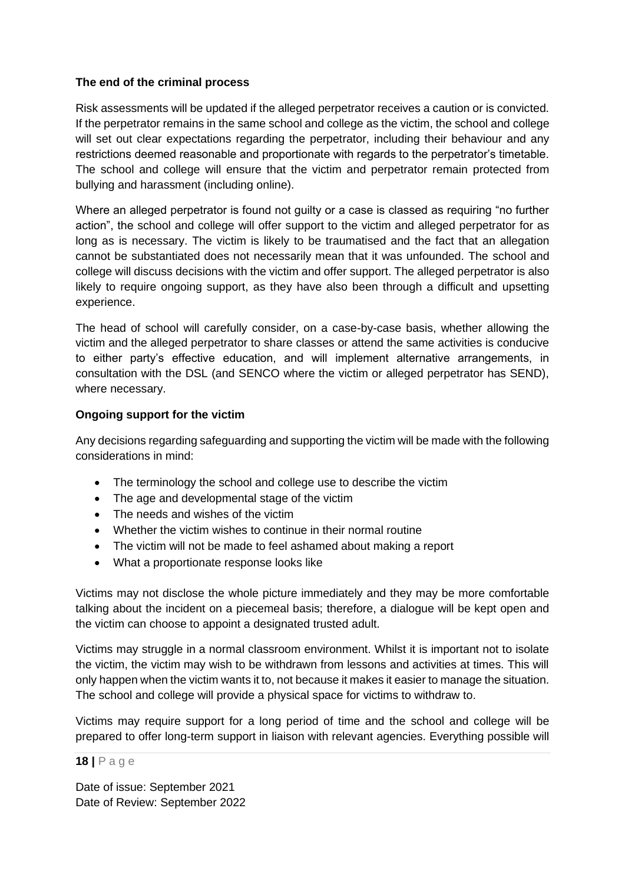**The end of the criminal process**

Risk assessments will be updated if the alleged perpetrator receives a caution or is convicted. If the perpetrator remains in the same school and college as the victim, the school and college will set out clear expectations regarding the perpetrator, including their behaviour and any restrictions deemed reasonable and proportionate with regards to the perpetrator's timetable. The school and college will ensure that the victim and perpetrator remain protected from bullying and harassment (including online).

Where an alleged perpetrator is found not guilty or a case is classed as requiring "no further action", the school and college will offer support to the victim and alleged perpetrator for as long as is necessary. The victim is likely to be traumatised and the fact that an allegation cannot be substantiated does not necessarily mean that it was unfounded. The school and college will discuss decisions with the victim and offer support. The alleged perpetrator is also likely to require ongoing support, as they have also been through a difficult and upsetting experience.

The head of school will carefully consider, on a case-by-case basis, whether allowing the victim and the alleged perpetrator to share classes or attend the same activities is conducive to either party's effective education, and will implement alternative arrangements, in consultation with the DSL (and SENCO where the victim or alleged perpetrator has SEND), where necessary.

**Ongoing support for the victim**

Any decisions regarding safeguarding and supporting the victim will be made with the following considerations in mind:

- The terminology the school and college use to describe the victim
- The age and developmental stage of the victim
- The needs and wishes of the victim
- Whether the victim wishes to continue in their normal routine
- The victim will not be made to feel ashamed about making a report
- What a proportionate response looks like

Victims may not disclose the whole picture immediately and they may be more comfortable talking about the incident on a piecemeal basis; therefore, a dialogue will be kept open and the victim can choose to appoint a designated trusted adult.

Victims may struggle in a normal classroom environment. Whilst it is important not to isolate the victim, the victim may wish to be withdrawn from lessons and activities at times. This will only happen when the victim wants it to, not because it makes it easier to manage the situation. The school and college will provide a physical space for victims to withdraw to.

Victims may require support for a long period of time and the school and college will be prepared to offer long-term support in liaison with relevant agencies. Everything possible will

Date of issue: September 2021
Date of Review: September 2022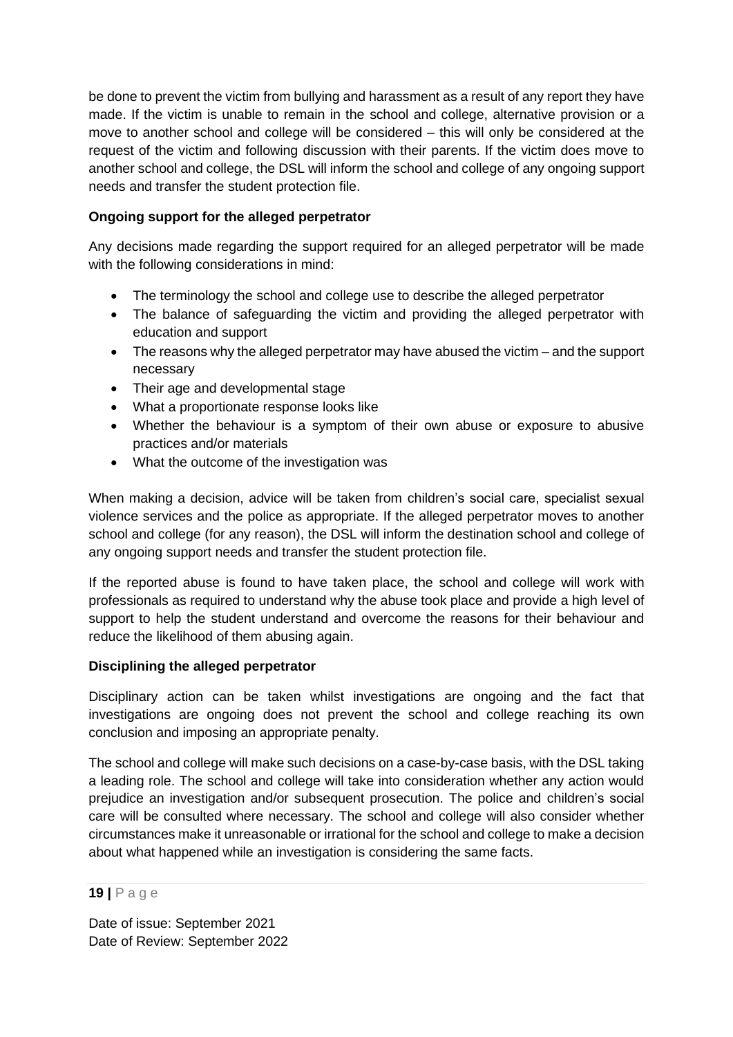be done to prevent the victim from bullying and harassment as a result of any report they have made. If the victim is unable to remain in the school and college, alternative provision or a move to another school and college will be considered – this will only be considered at the request of the victim and following discussion with their parents. If the victim does move to another school and college, the DSL will inform the school and college of any ongoing support needs and transfer the student protection file.

**Ongoing support for the alleged perpetrator**

Any decisions made regarding the support required for an alleged perpetrator will be made with the following considerations in mind:

- The terminology the school and college use to describe the alleged perpetrator
- The balance of safeguarding the victim and providing the alleged perpetrator with education and support
- The reasons why the alleged perpetrator may have abused the victim – and the support necessary
- Their age and developmental stage
- What a proportionate response looks like
- Whether the behaviour is a symptom of their own abuse or exposure to abusive practices and/or materials
- What the outcome of the investigation was

When making a decision, advice will be taken from children's social care, specialist sexual violence services and the police as appropriate. If the alleged perpetrator moves to another school and college (for any reason), the DSL will inform the destination school and college of any ongoing support needs and transfer the student protection file.

If the reported abuse is found to have taken place, the school and college will work with professionals as required to understand why the abuse took place and provide a high level of support to help the student understand and overcome the reasons for their behaviour and reduce the likelihood of them abusing again.

**Disciplining the alleged perpetrator**

Disciplinary action can be taken whilst investigations are ongoing and the fact that investigations are ongoing does not prevent the school and college reaching its own conclusion and imposing an appropriate penalty.

The school and college will make such decisions on a case-by-case basis, with the DSL taking a leading role. The school and college will take into consideration whether any action would prejudice an investigation and/or subsequent prosecution. The police and children's social care will be consulted where necessary. The school and college will also consider whether circumstances make it unreasonable or irrational for the school and college to make a decision about what happened while an investigation is considering the same facts.

Date of issue: September 2021
Date of Review: September 2022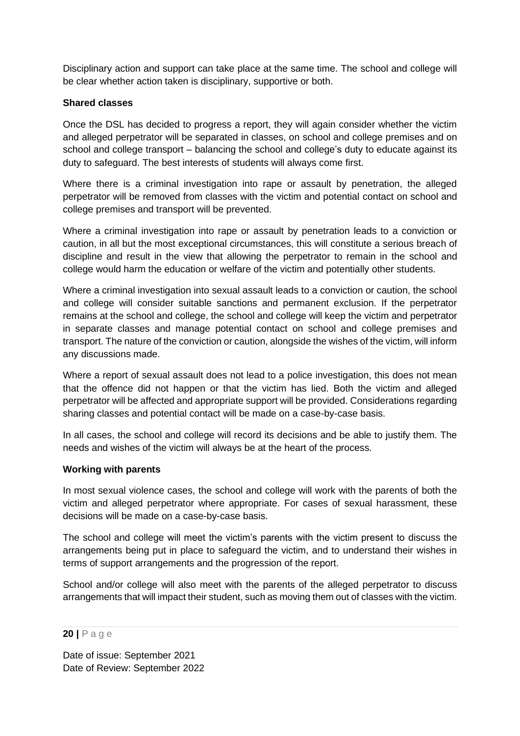Disciplinary action and support can take place at the same time. The school and college will be clear whether action taken is disciplinary, supportive or both.

**Shared classes**

Once the DSL has decided to progress a report, they will again consider whether the victim and alleged perpetrator will be separated in classes, on school and college premises and on school and college transport – balancing the school and college's duty to educate against its duty to safeguard. The best interests of students will always come first.

Where there is a criminal investigation into rape or assault by penetration, the alleged perpetrator will be removed from classes with the victim and potential contact on school and college premises and transport will be prevented.

Where a criminal investigation into rape or assault by penetration leads to a conviction or caution, in all but the most exceptional circumstances, this will constitute a serious breach of discipline and result in the view that allowing the perpetrator to remain in the school and college would harm the education or welfare of the victim and potentially other students.

Where a criminal investigation into sexual assault leads to a conviction or caution, the school and college will consider suitable sanctions and permanent exclusion. If the perpetrator remains at the school and college, the school and college will keep the victim and perpetrator in separate classes and manage potential contact on school and college premises and transport. The nature of the conviction or caution, alongside the wishes of the victim, will inform any discussions made.

Where a report of sexual assault does not lead to a police investigation, this does not mean that the offence did not happen or that the victim has lied. Both the victim and alleged perpetrator will be affected and appropriate support will be provided. Considerations regarding sharing classes and potential contact will be made on a case-by-case basis.

In all cases, the school and college will record its decisions and be able to justify them. The needs and wishes of the victim will always be at the heart of the process.

**Working with parents**

In most sexual violence cases, the school and college will work with the parents of both the victim and alleged perpetrator where appropriate. For cases of sexual harassment, these decisions will be made on a case-by-case basis.

The school and college will meet the victim's parents with the victim present to discuss the arrangements being put in place to safeguard the victim, and to understand their wishes in terms of support arrangements and the progression of the report.

School and/or college will also meet with the parents of the alleged perpetrator to discuss arrangements that will impact their student, such as moving them out of classes with the victim.

Date of issue: September 2021
Date of Review: September 2022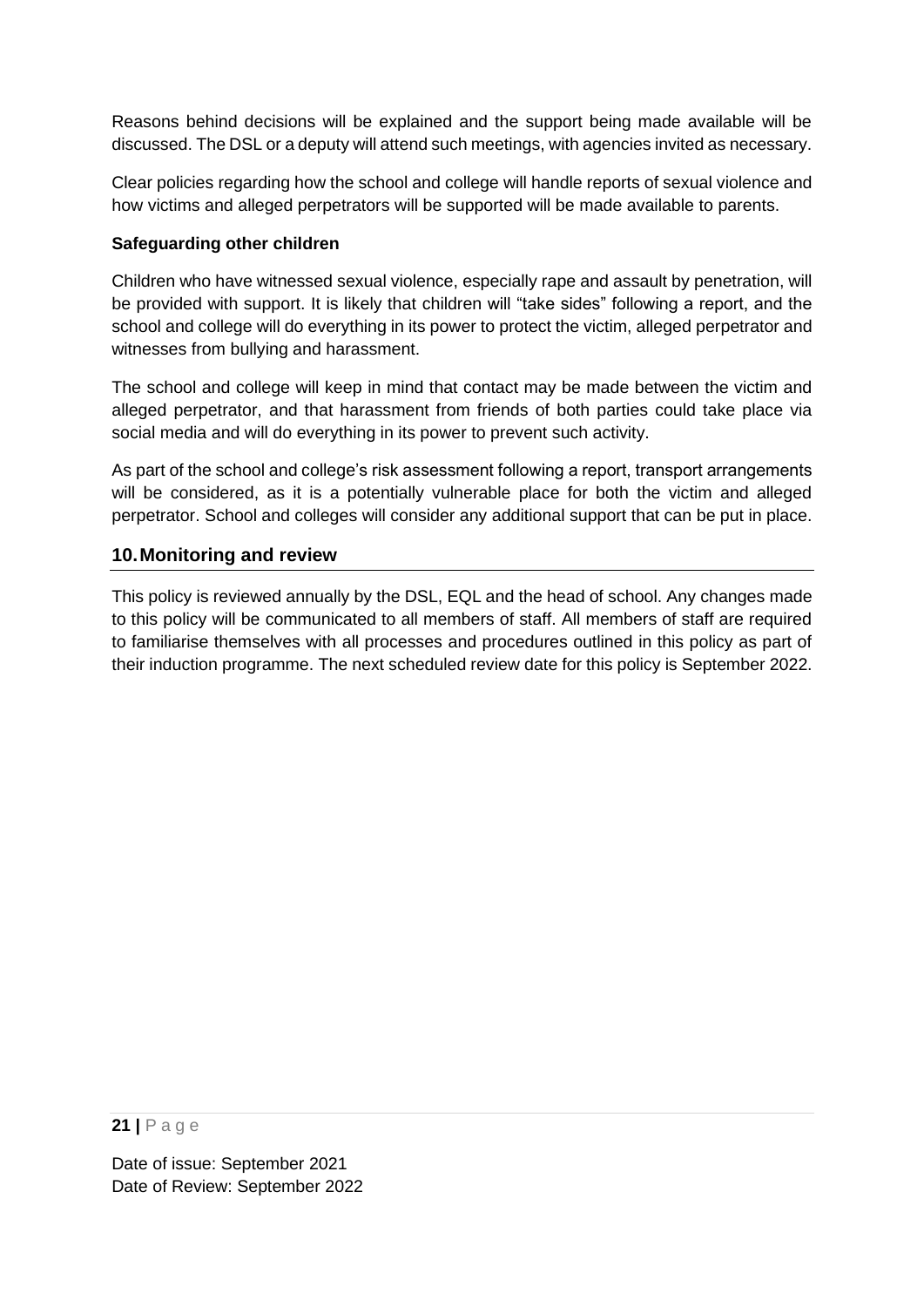Reasons behind decisions will be explained and the support being made available will be discussed. The DSL or a deputy will attend such meetings, with agencies invited as necessary.

Clear policies regarding how the school and college will handle reports of sexual violence and how victims and alleged perpetrators will be supported will be made available to parents.

**Safeguarding other children**

Children who have witnessed sexual violence, especially rape and assault by penetration, will be provided with support. It is likely that children will "take sides" following a report, and the school and college will do everything in its power to protect the victim, alleged perpetrator and witnesses from bullying and harassment.

The school and college will keep in mind that contact may be made between the victim and alleged perpetrator, and that harassment from friends of both parties could take place via social media and will do everything in its power to prevent such activity.

As part of the school and college's risk assessment following a report, transport arrangements will be considered, as it is a potentially vulnerable place for both the victim and alleged perpetrator. School and colleges will consider any additional support that can be put in place.

## 10. Monitoring and review

This policy is reviewed annually by the DSL, EQL and the head of school. Any changes made to this policy will be communicated to all members of staff. All members of staff are required to familiarise themselves with all processes and procedures outlined in this policy as part of their induction programme. The next scheduled review date for this policy is September 2022.